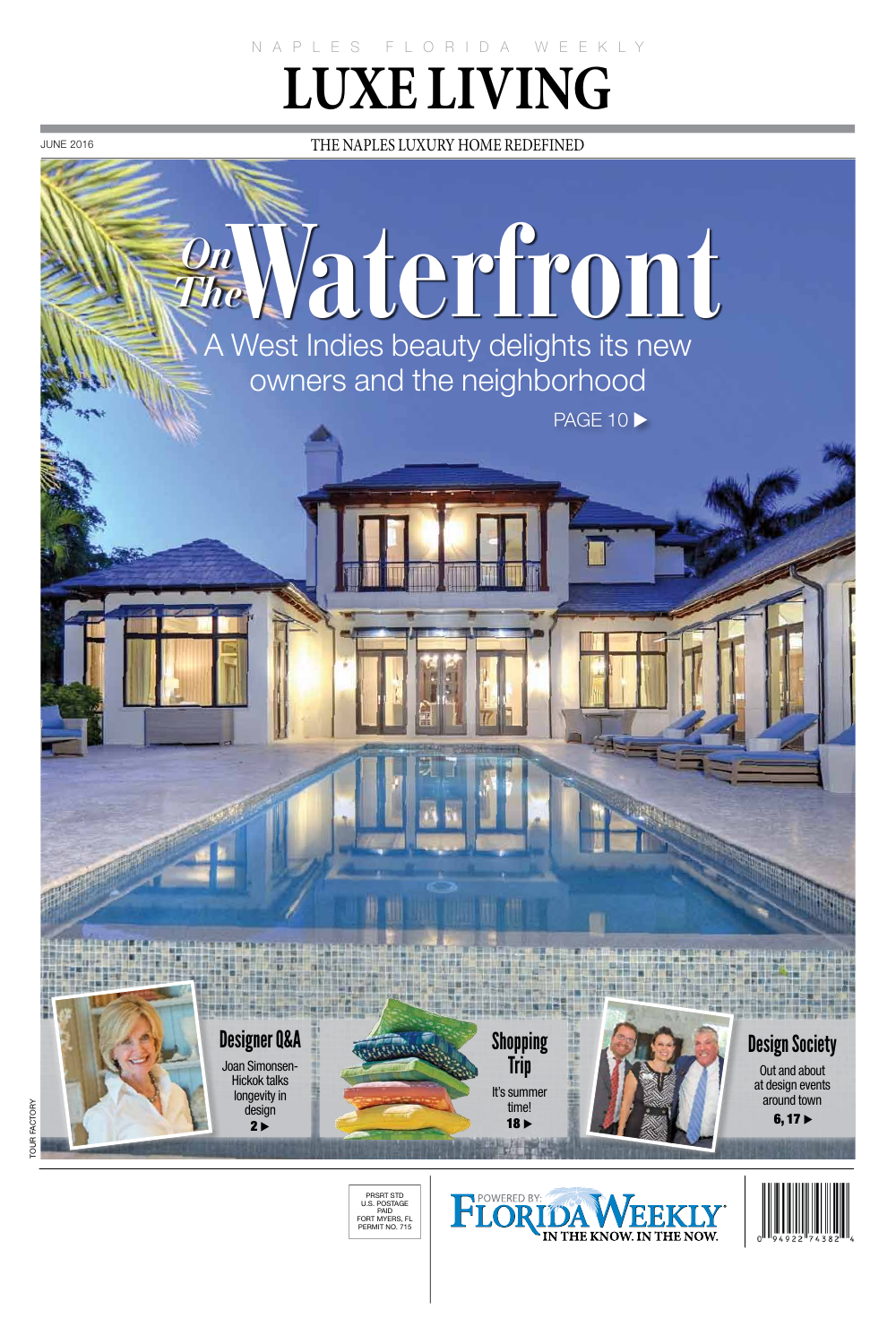NAPLES FLORIDA WEEKLY

# LUXE LIVING

JUNE 2016

THE NAPLES LUXURY HOME REDEFINED

# On The Waterfront

A West Indies beauty delights its new owners and the neighborhood

PAGE 10 ▶

## Designer Q&A

Joan Simonsen-Hickok talks longevity in design

**2 ▶**

## Shopping Trip

It's summer time!

**18 ▶**

## Design Society

Out and about at design events around town

**6, 17 ▶**

TOUR FACTORY

PRSRT STD
U.S. POSTAGE
PAID
FORT MYERS, FL
PERMIT NO. 715

POWERED BY: FLORIDA WEEKLY
IN THE KNOW. IN THE NOW.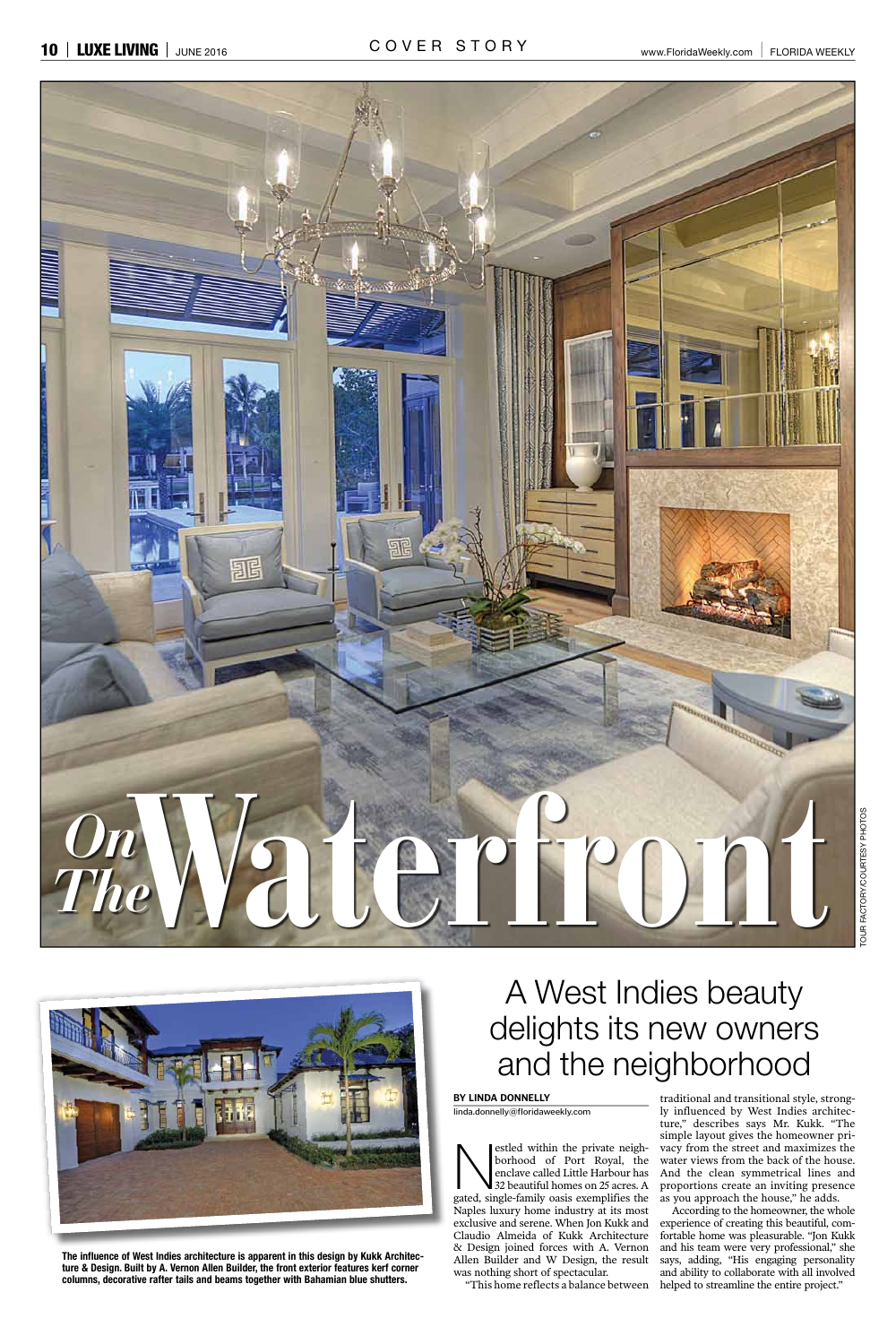# On The Waterfront

TOUR FACTORY/COURTESY PHOTOS

The influence of West Indies architecture is apparent in this design by Kukk Architecture & Design. Built by A. Vernon Allen Builder, the front exterior features kerf corner columns, decorative rafter tails and beams together with Bahamian blue shutters.

## A West Indies beauty delights its new owners and the neighborhood

**BY LINDA DONNELLY**

linda.donnelly@floridaweekly.com

Nestled within the private neighborhood of Port Royal, the enclave called Little Harbour has 32 beautiful homes on 25 acres. A gated, single-family oasis exemplifies the Naples luxury home industry at its most exclusive and serene. When Jon Kukk and Claudio Almeida of Kukk Architecture & Design joined forces with A. Vernon Allen Builder and W Design, the result was nothing short of spectacular.

"This home reflects a balance between traditional and transitional style, strongly influenced by West Indies architecture," describes says Mr. Kukk. "The simple layout gives the homeowner privacy from the street and maximizes the water views from the back of the house. And the clean symmetrical lines and proportions create an inviting presence as you approach the house," he adds.

According to the homeowner, the whole experience of creating this beautiful, comfortable home was pleasurable. "Jon Kukk and his team were very professional," she says, adding, "His engaging personality and ability to collaborate with all involved helped to streamline the entire project."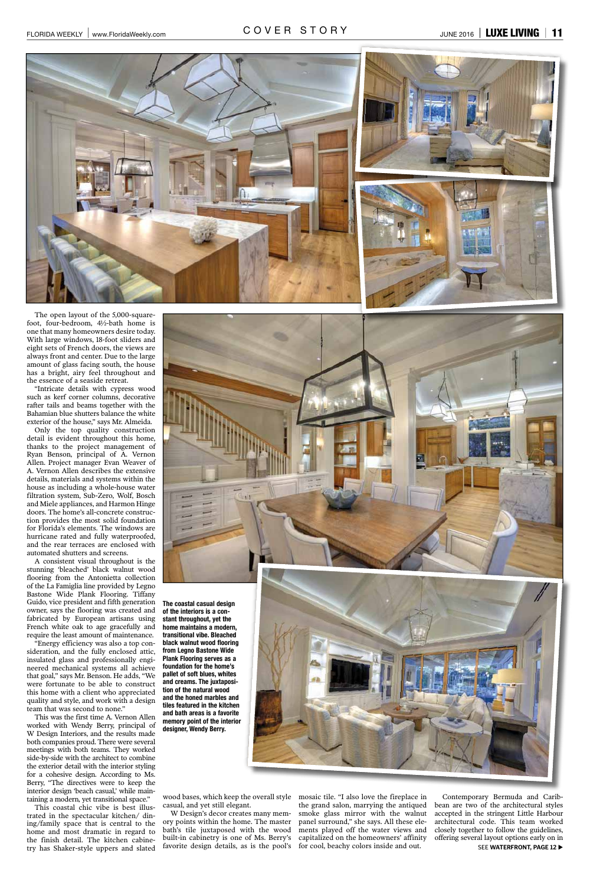The open layout of the 5,000-square-foot, four-bedroom, 4½-bath home is one that many homeowners desire today. With large windows, 18-foot sliders and eight sets of French doors, the views are always front and center. Due to the large amount of glass facing south, the house has a bright, airy feel throughout and the essence of a seaside retreat.

"Intricate details with cypress wood such as kerf corner columns, decorative rafter tails and beams together with the Bahamian blue shutters balance the white exterior of the house," says Mr. Almeida.

Only the top quality construction detail is evident throughout this home, thanks to the project management of Ryan Benson, principal of A. Vernon Allen. Project manager Evan Weaver of A. Vernon Allen describes the extensive details, materials and systems within the house as including a whole-house water filtration system, Sub-Zero, Wolf, Bosch and Miele appliances, and Harmon Hinge doors. The home's all-concrete construction provides the most solid foundation for Florida's elements. The windows are hurricane rated and fully waterproofed, and the rear terraces are enclosed with automated shutters and screens.

A consistent visual throughout is the stunning 'bleached' black walnut wood flooring from the Antonietta collection of the La Famiglia line provided by Legno Bastone Wide Plank Flooring. Tiffany Guido, vice president and fifth generation owner, says the flooring was created and fabricated by European artisans using French white oak to age gracefully and require the least amount of maintenance.

"Energy efficiency was also a top consideration, and the fully enclosed attic, insulated glass and professionally engineered mechanical systems all achieve that goal," says Mr. Benson. He adds, "We were fortunate to be able to construct this home with a client who appreciated quality and style, and work with a design team that was second to none."

This was the first time A. Vernon Allen worked with Wendy Berry, principal of W Design Interiors, and the results made both companies proud. There were several meetings with both teams. They worked side-by-side with the architect to combine the exterior detail with the interior styling for a cohesive design. According to Ms. Berry, "The directives were to keep the interior design 'beach casual,' while maintaining a modern, yet transitional space."

This coastal chic vibe is best illustrated in the spectacular kitchen/dining/family space that is central to the home and most dramatic in regard to the finish detail. The kitchen cabinetry has Shaker-style uppers and slated wood bases, which keep the overall style casual, and yet still elegant.

W Design's decor creates many memory points within the home. The master bath's tile juxtaposed with the wood built-in cabinetry is one of Ms. Berry's favorite design details, as is the pool's mosaic tile. "I also love the fireplace in the grand salon, marrying the antiqued smoke glass mirror with the walnut panel surround," she says. All these elements played off the water views and capitalized on the homeowners' affinity for cool, beachy colors inside and out.

Contemporary Bermuda and Caribbean are two of the architectural styles accepted in the stringent Little Harbour architectural code. This team worked closely together to follow the guidelines, offering several layout options early on in

SEE **WATERFRONT, PAGE 12** ▶

**The coastal casual design of the interiors is a constant throughout, yet the home maintains a modern, transitional vibe. Bleached black walnut wood flooring from Legno Bastone Wide Plank Flooring serves as a foundation for the home's pallet of soft blues, whites and creams. The juxtaposition of the natural wood and the honed marbles and tiles featured in the kitchen and bath areas is a favorite memory point of the interior designer, Wendy Berry.**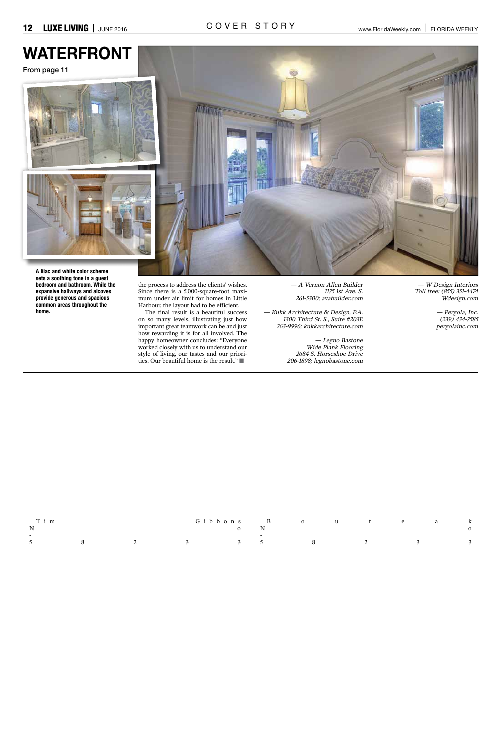# WATERFRONT

From page 11

A lilac and white color scheme sets a soothing tone in a guest bedroom and bathroom. While the expansive hallways and alcoves provide generous and spacious common areas throughout the home.

the process to address the clients' wishes. Since there is a 5,000-square-foot maximum under air limit for homes in Little Harbour, the layout had to be efficient.

The final result is a beautiful success on so many levels, illustrating just how important great teamwork can be and just how rewarding it is for all involved. The happy homeowner concludes: "Everyone worked closely with us to understand our style of living, our tastes and our priorities. Our beautiful home is the result." ■

*— A Vernon Allen Builder*
*1175 1st Ave. S.*
*261-5300; avabuilder.com*

*— Kukk Architecture & Design, P.A.*
*1300 Third St. S., Suite #203E*
*263-9996; kukkarchitecture.com*

*— Legno Bastone*
*Wide Plank Flooring*
*2684 S. Horseshoe Drive*
*206-1898; legnobastone.com*

*— W Design Interiors*
*Toll free: (855) 351-4474*
*Wdesign.com*

*— Pergola, Inc.*
*(239) 434-7585*
*pergolainc.com*

Tim Gibbons No-58233 Bouteak No-58233